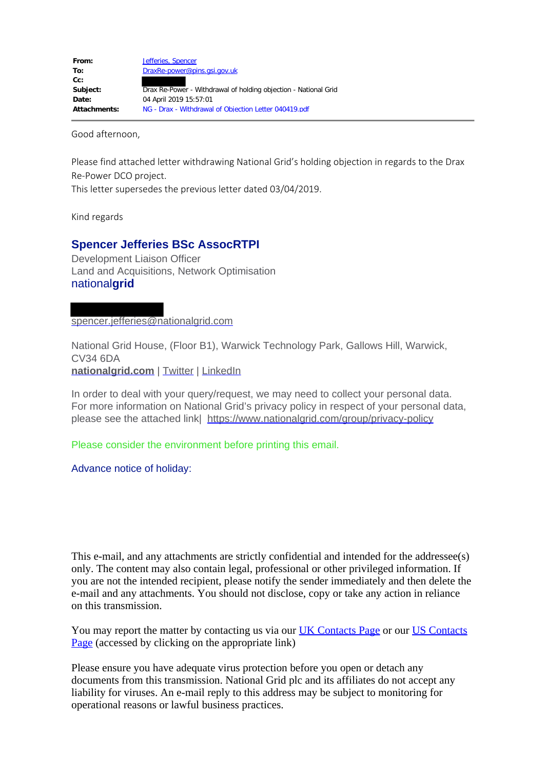| | |
|---|---|
| **From:** | Jefferies, Spencer |
| **To:** | DraxRe-power@pins.gsi.gov.uk |
| **Cc:** | |
| **Subject:** | Drax Re-Power - Withdrawal of holding objection - National Grid |
| **Date:** | 04 April 2019 15:57:01 |
| **Attachments:** | NG - Drax - Withdrawal of Objection Letter 040419.pdf |

---

Good afternoon,

Please find attached letter withdrawing National Grid's holding objection in regards to the Drax Re-Power DCO project.
This letter supersedes the previous letter dated 03/04/2019.

Kind regards

**Spencer Jefferies BSc AssocRTPI**
Development Liaison Officer
Land and Acquisitions, Network Optimisation
national**grid**

spencer.jefferies@nationalgrid.com

National Grid House, (Floor B1), Warwick Technology Park, Gallows Hill, Warwick, CV34 6DA
**nationalgrid.com** | Twitter | LinkedIn

In order to deal with your query/request, we may need to collect your personal data. For more information on National Grid's privacy policy in respect of your personal data, please see the attached link| https://www.nationalgrid.com/group/privacy-policy

Please consider the environment before printing this email.

Advance notice of holiday:

This e-mail, and any attachments are strictly confidential and intended for the addressee(s) only. The content may also contain legal, professional or other privileged information. If you are not the intended recipient, please notify the sender immediately and then delete the e-mail and any attachments. You should not disclose, copy or take any action in reliance on this transmission.

You may report the matter by contacting us via our UK Contacts Page or our US Contacts Page (accessed by clicking on the appropriate link)

Please ensure you have adequate virus protection before you open or detach any documents from this transmission. National Grid plc and its affiliates do not accept any liability for viruses. An e-mail reply to this address may be subject to monitoring for operational reasons or lawful business practices.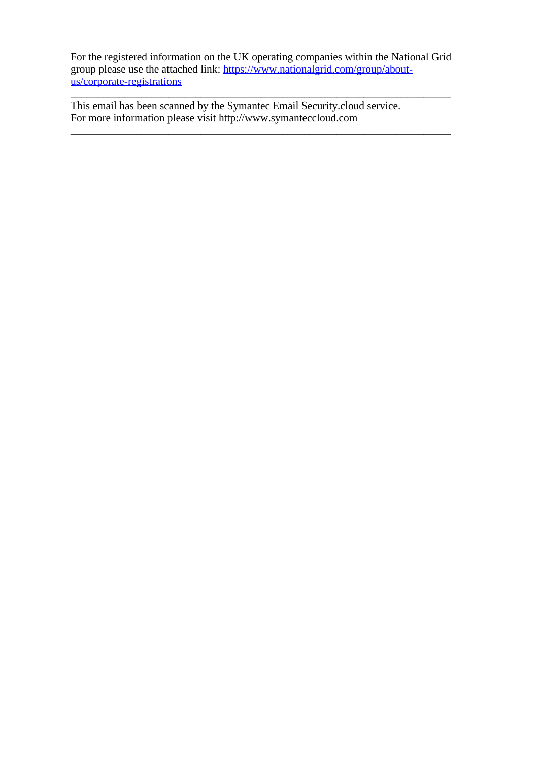For the registered information on the UK operating companies within the National Grid group please use the attached link: [https://www.nationalgrid.com/group/about-us/corporate-registrations](https://www.nationalgrid.com/group/about-us/corporate-registrations)

---

This email has been scanned by the Symantec Email Security.cloud service.
For more information please visit http://www.symanteccloud.com

---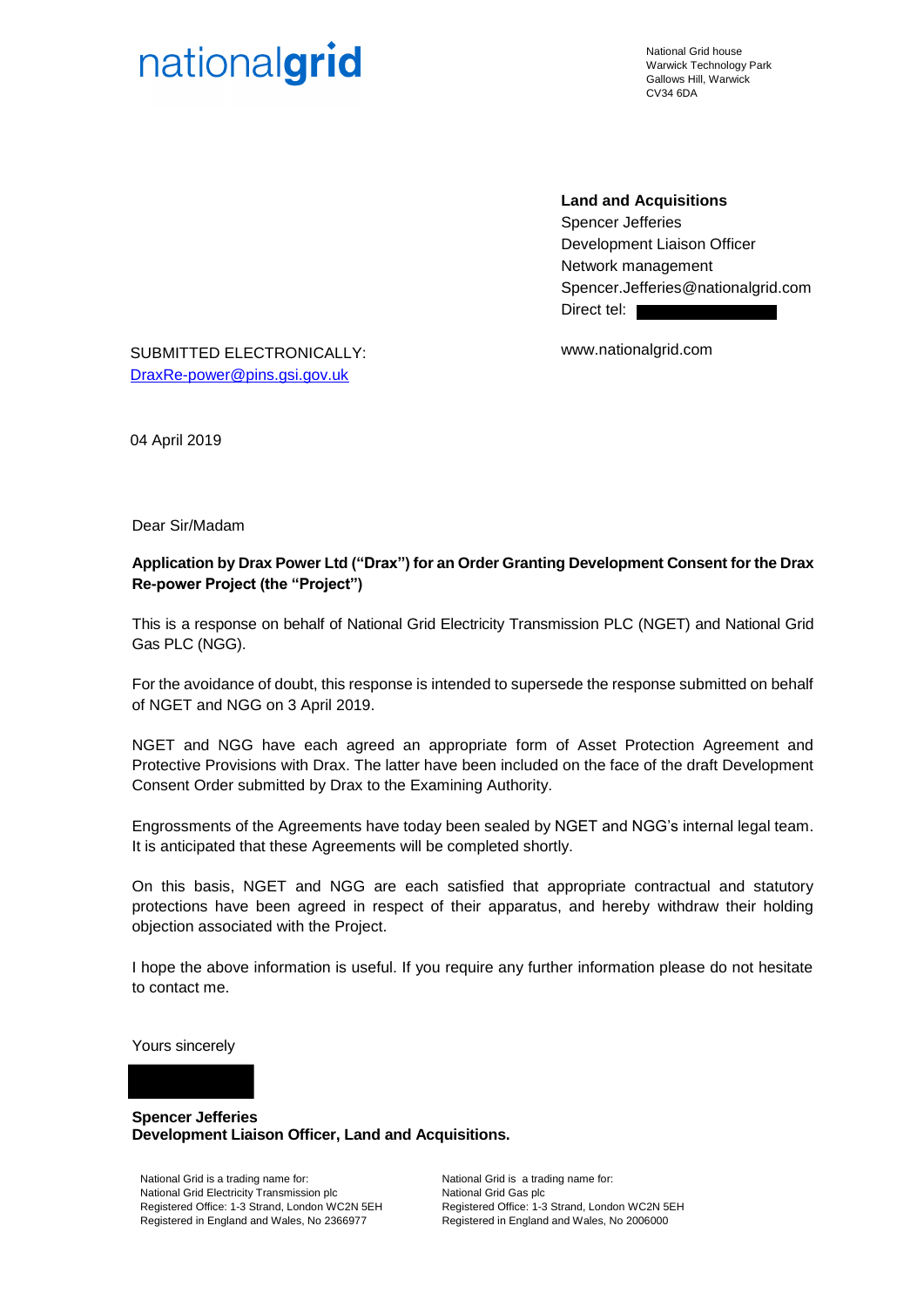nationalgrid

National Grid house
Warwick Technology Park
Gallows Hill, Warwick
CV34 6DA

**Land and Acquisitions**
Spencer Jefferies
Development Liaison Officer
Network management
Spencer.Jefferies@nationalgrid.com
Direct tel:

www.nationalgrid.com

SUBMITTED ELECTRONICALLY:
DraxRe-power@pins.gsi.gov.uk

04 April 2019

Dear Sir/Madam

**Application by Drax Power Ltd ("Drax") for an Order Granting Development Consent for the Drax Re-power Project (the "Project")**

This is a response on behalf of National Grid Electricity Transmission PLC (NGET) and National Grid Gas PLC (NGG).

For the avoidance of doubt, this response is intended to supersede the response submitted on behalf of NGET and NGG on 3 April 2019.

NGET and NGG have each agreed an appropriate form of Asset Protection Agreement and Protective Provisions with Drax. The latter have been included on the face of the draft Development Consent Order submitted by Drax to the Examining Authority.

Engrossments of the Agreements have today been sealed by NGET and NGG's internal legal team. It is anticipated that these Agreements will be completed shortly.

On this basis, NGET and NGG are each satisfied that appropriate contractual and statutory protections have been agreed in respect of their apparatus, and hereby withdraw their holding objection associated with the Project.

I hope the above information is useful. If you require any further information please do not hesitate to contact me.

Yours sincerely

**Spencer Jefferies**
**Development Liaison Officer, Land and Acquisitions.**

National Grid is a trading name for:
National Grid Electricity Transmission plc
Registered Office: 1-3 Strand, London WC2N 5EH
Registered in England and Wales, No 2366977

National Grid is a trading name for:
National Grid Gas plc
Registered Office: 1-3 Strand, London WC2N 5EH
Registered in England and Wales, No 2006000